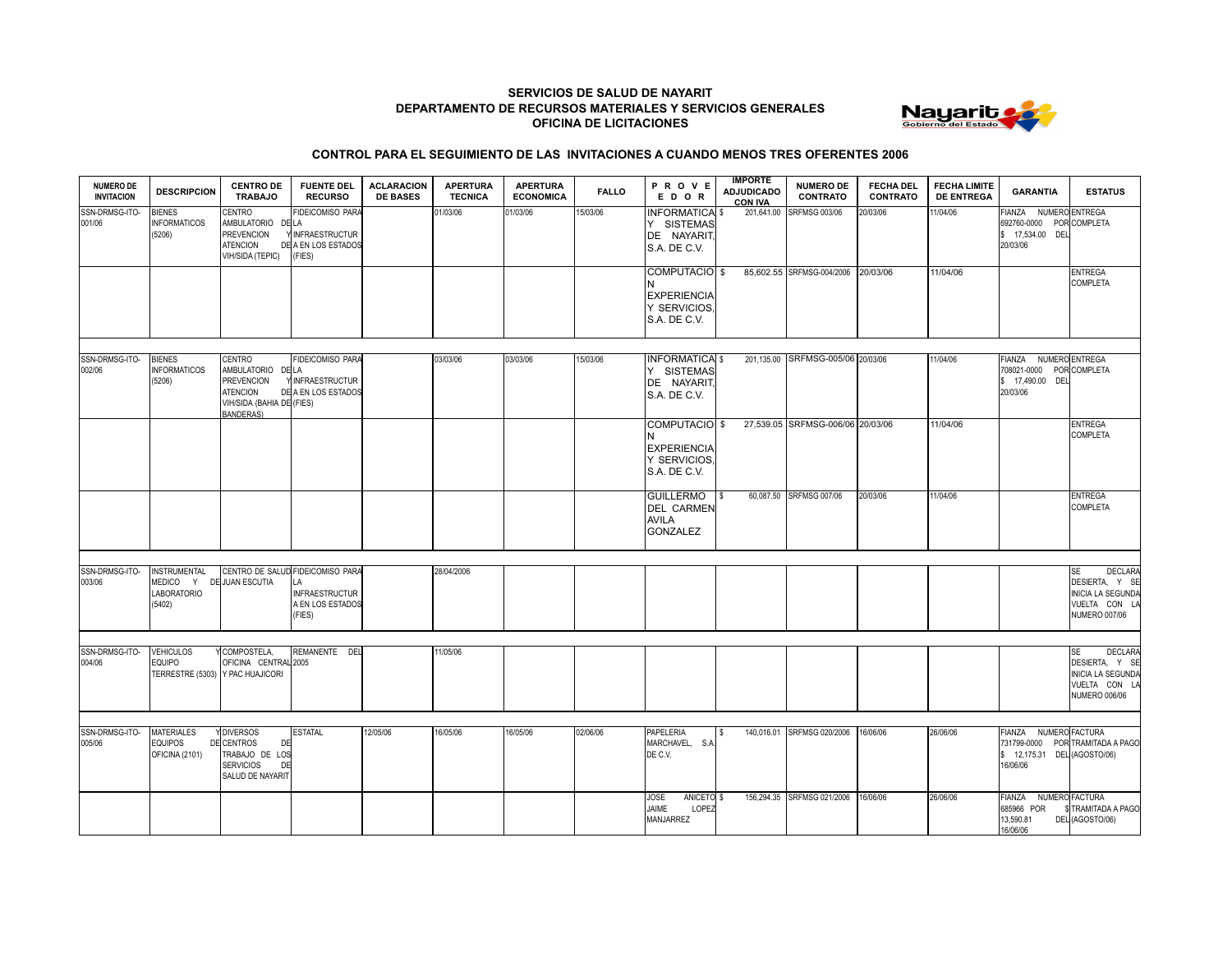**SERVICIOS DE SALUD DE NAYARIT**
**DEPARTAMENTO DE RECURSOS MATERIALES Y SERVICIOS GENERALES**
**OFICINA DE LICITACIONES**

**CONTROL PARA EL SEGUIMIENTO DE LAS INVITACIONES A CUANDO MENOS TRES OFERENTES 2006**

| NUMERO DE INVITACION | DESCRIPCION | CENTRO DE TRABAJO | FUENTE DEL RECURSO | ACLARACION DE BASES | APERTURA TECNICA | APERTURA ECONOMICA | FALLO | P R O V E E D O R | IMPORTE ADJUDICADO CON IVA | NUMERO DE CONTRATO | FECHA DEL CONTRATO | FECHA LIMITE DE ENTREGA | GARANTIA | ESTATUS |
|---|---|---|---|---|---|---|---|---|---|---|---|---|---|---|
| SSN-DRMSG-ITO-001/06 | BIENES INFORMATICOS (5206) | CENTRO AMBULATORIO DE PREVENCION Y ATENCION VIH/SIDA (TEPIC) | FIDEICOMISO PARA LA INFRAESTRUCTURA EN LOS ESTADOS (FIES) | | 01/03/06 | 01/03/06 | 15/03/06 | INFORMATICA Y SISTEMAS DE NAYARIT, S.A. DE C.V. | $ 201,641.00 | SRFMSG 003/06 | 20/03/06 | 11/04/06 | FIANZA NUMERO 692760-0000 POR $ 17,534.00 DEL 20/03/06 | ENTREGA COMPLETA |
| | | | | | | | | COMPUTACION EXPERIENCIA Y SERVICIOS, S.A. DE C.V. | $ 85,602.55 | SRFMSG-004/2006 | 20/03/06 | 11/04/06 | | ENTREGA COMPLETA |
| SSN-DRMSG-ITO-002/06 | BIENES INFORMATICOS (5206) | CENTRO AMBULATORIO DE PREVENCION Y ATENCION VIH/SIDA (BAHIA DE BANDERAS) | FIDEICOMISO PARA LA INFRAESTRUCTURA EN LOS ESTADOS (FIES) | | 03/03/06 | 03/03/06 | 15/03/06 | INFORMATICA Y SISTEMAS DE NAYARIT, S.A. DE C.V. | $ 201,135.00 | SRFMSG-005/06 | 20/03/06 | 11/04/06 | FIANZA NUMERO 708021-0000 POR $ 17,490.00 DEL 20/03/06 | ENTREGA COMPLETA |
| | | | | | | | | COMPUTACION EXPERIENCIA Y SERVICIOS, S.A. DE C.V. | $ 27,539.05 | SRFMSG-006/06 | 20/03/06 | 11/04/06 | | ENTREGA COMPLETA |
| | | | | | | | | GUILLERMO DEL CARMEN AVILA GONZALEZ | $ 60,087.50 | SRFMSG 007/06 | 20/03/06 | 11/04/06 | | ENTREGA COMPLETA |
| SSN-DRMSG-ITO-003/06 | INSTRUMENTAL MEDICO Y DE LABORATORIO (5402) | CENTRO DE SALUD JUAN ESCUTIA | FIDEICOMISO PARA LA INFRAESTRUCTURA EN LOS ESTADOS (FIES) | | 28/04/2006 | | | | | | | | | SE DECLARA DESIERTA, Y SE INICIA LA SEGUNDA VUELTA CON LA NUMERO 007/06 |
| SSN-DRMSG-ITO-004/06 | VEHICULOS Y EQUIPO TERRESTRE (5303) | COMPOSTELA, OFICINA CENTRAL Y PAC HUAJICORI | REMANENTE DEL 2005 | | 11/05/06 | | | | | | | | | SE DECLARA DESIERTA, Y SE INICIA LA SEGUNDA VUELTA CON LA NUMERO 006/06 |
| SSN-DRMSG-ITO-005/06 | MATERIALES Y EQUIPOS DE OFICINA (2101) | DIVERSOS CENTROS DE TRABAJO DE LOS SERVICIOS DE SALUD DE NAYARIT | ESTATAL | 12/05/06 | 16/05/06 | 16/05/06 | 02/06/06 | PAPELERIA MARCHAVEL, S.A. DE C.V. | $ 140,016.01 | SRFMSG 020/2006 | 16/06/06 | 26/06/06 | FIANZA NUMERO 731799-0000 POR $ 12,175.31 DEL 16/06/06 | FACTURA TRAMITADA A PAGO (AGOSTO/06) |
| | | | | | | | | JOSE ANICETO JAIME LOPEZ MANJARREZ | $ 156,294.35 | SRFMSG 021/2006 | 16/06/06 | 26/06/06 | FIANZA NUMERO 685966 POR $ 13,590.81 DEL 16/06/06 | FACTURA TRAMITADA A PAGO (AGOSTO/06) |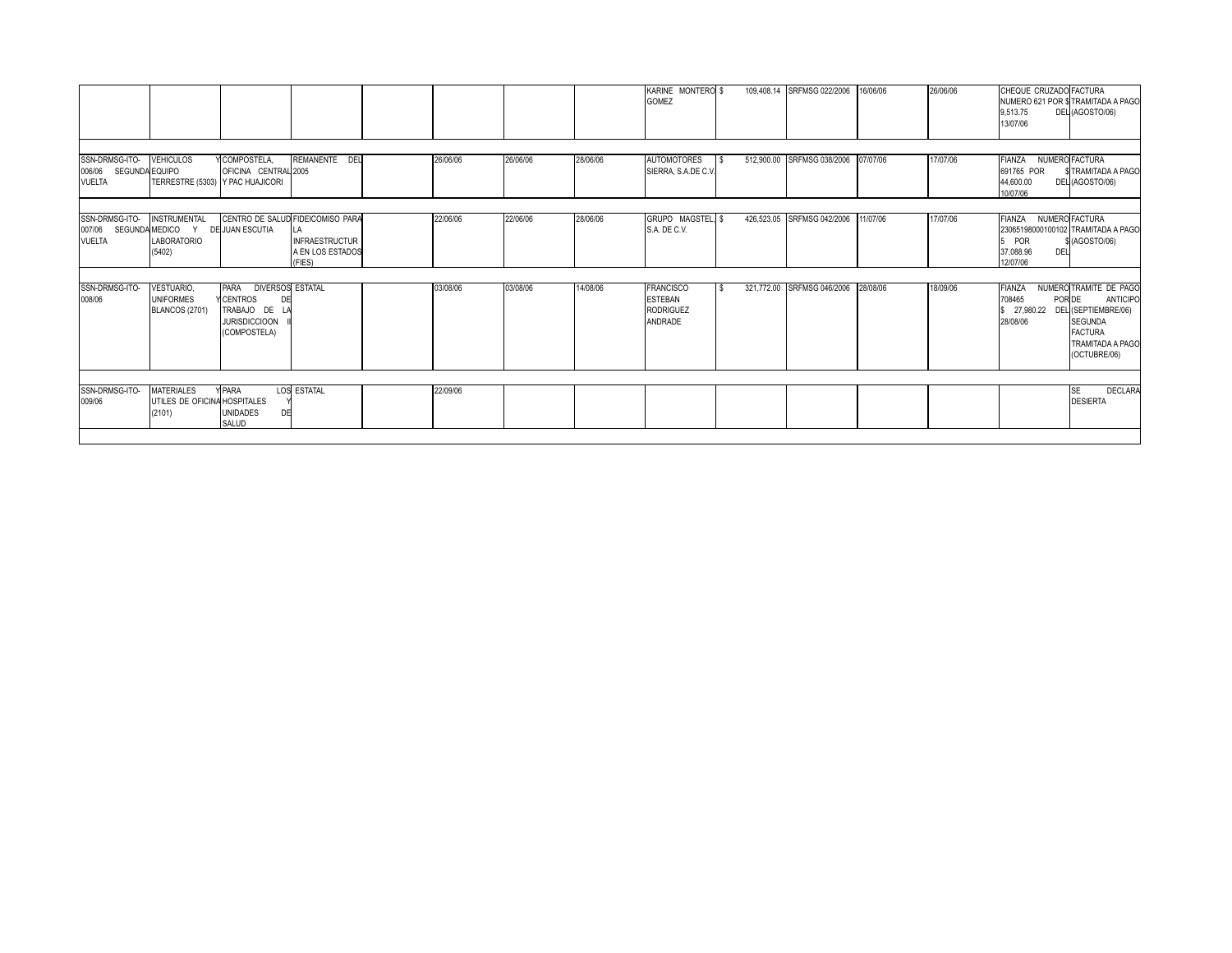| | | | | | | | | | | | | | | |
|---|---|---|---|---|---|---|---|---|---|---|---|---|---|---|
| | | | | | | | | KARINE MONTERO GOMEZ | $ 109,408.14 | SRFMSG 022/2006 | 16/06/06 | 26/06/06 | CHEQUE CRUZADO NUMERO 621 POR $ 9,513.75 DEL 13/07/06 | FACTURA TRAMITADA A PAGO (AGOSTO/06) |
| SSN-DRMSG-ITO-006/06 SEGUNDA VUELTA | VEHICULOS Y EQUIPO TERRESTRE (5303) | COMPOSTELA, OFICINA CENTRAL Y PAC HUAJICORI | REMANENTE DEL 2005 | | 26/06/06 | 26/06/06 | 28/06/06 | AUTOMOTORES SIERRA, S.A.DE C.V. | $ 512,900.00 | SRFMSG 038/2006 | 07/07/06 | 17/07/06 | FIANZA NUMERO 691765 POR $ 44,600.00 DEL 10/07/06 | FACTURA TRAMITADA A PAGO (AGOSTO/06) |
| SSN-DRMSG-ITO-007/06 SEGUNDA VUELTA | INSTRUMENTAL MEDICO Y DE LABORATORIO (5402) | CENTRO DE SALUD JUAN ESCUTIA | FIDEICOMISO PARA LA INFRAESTRUCTURA EN LOS ESTADOS (FIES) | | 22/06/06 | 22/06/06 | 28/06/06 | GRUPO MAGSTEL, S.A. DE C.V. | $ 426,523.05 | SRFMSG 042/2006 | 11/07/06 | 17/07/06 | FIANZA NUMERO 230651980001001025 POR $ 37,088.96 DEL 12/07/06 | FACTURA TRAMITADA A PAGO (AGOSTO/06) |
| SSN-DRMSG-ITO-008/06 | VESTUARIO, UNIFORMES Y BLANCOS (2701) | PARA DIVERSOS CENTROS DE TRABAJO DE LA JURISDICCIOON II (COMPOSTELA) | ESTATAL | | 03/08/06 | 03/08/06 | 14/08/06 | FRANCISCO ESTEBAN RODRIGUEZ ANDRADE | $ 321,772.00 | SRFMSG 046/2006 | 28/08/06 | 18/09/06 | FIANZA NUMERO 708465 POR $ 27,980.22 DEL 28/08/06 | TRAMITE DE PAGO DE ANTICIPO (SEPTIEMBRE/06) SEGUNDA FACTURA TRAMITADA A PAGO (OCTUBRE/06) |
| SSN-DRMSG-ITO-009/06 | MATERIALES Y UTILES DE OFICINA (2101) | PARA LOS HOSPITALES Y UNIDADES DE SALUD | ESTATAL | | 22/09/06 | | | | | | | | | SE DECLARA DESIERTA |